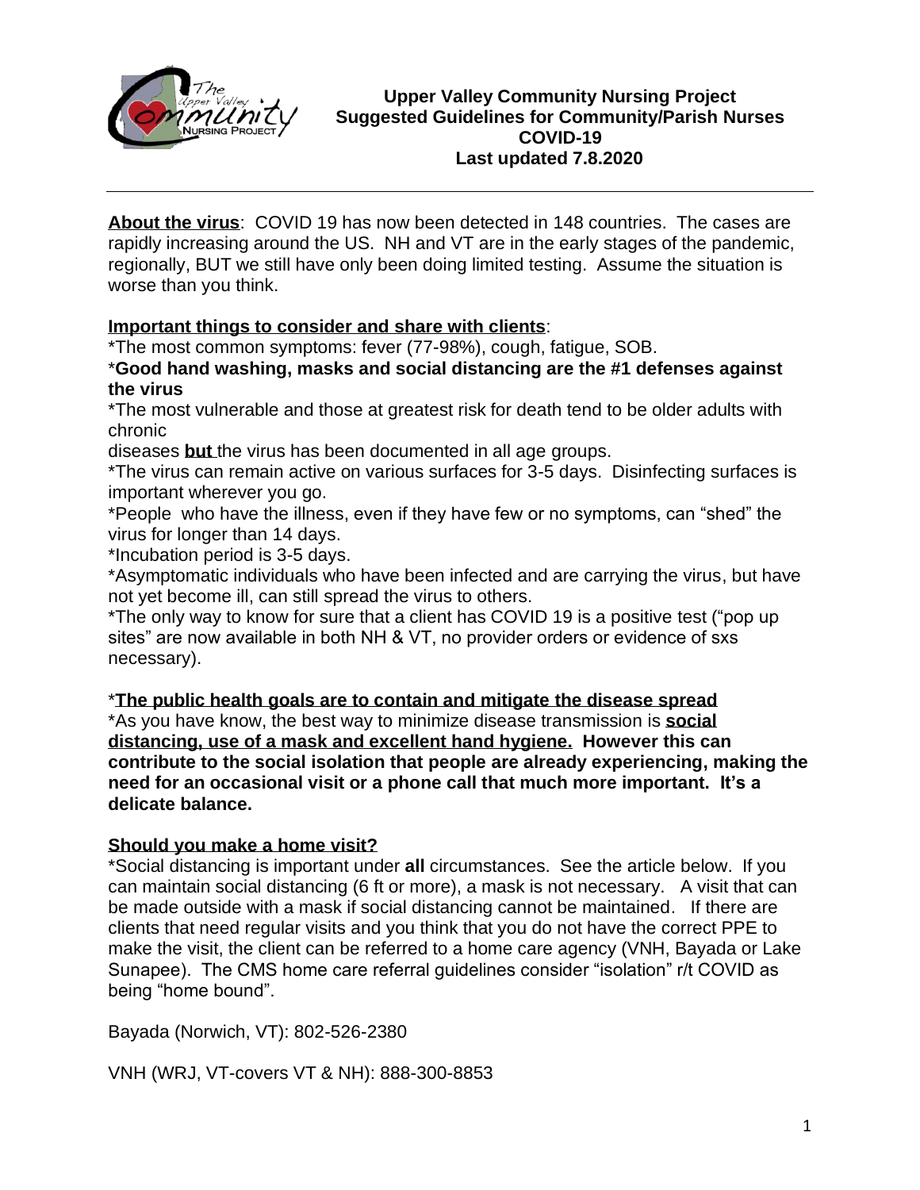# Upper Valley Community Nursing Project
## Suggested Guidelines for Community/Parish Nurses
## COVID-19
## Last updated 7.8.2020

---

**About the virus**: COVID 19 has now been detected in 148 countries. The cases are rapidly increasing around the US. NH and VT are in the early stages of the pandemic, regionally, BUT we still have only been doing limited testing. Assume the situation is worse than you think.

**Important things to consider and share with clients**:

*The most common symptoms: fever (77-98%), cough, fatigue, SOB.

***Good hand washing, masks and social distancing are the #1 defenses against the virus**

*The most vulnerable and those at greatest risk for death tend to be older adults with chronic diseases **but** the virus has been documented in all age groups.

*The virus can remain active on various surfaces for 3-5 days. Disinfecting surfaces is important wherever you go.

*People who have the illness, even if they have few or no symptoms, can "shed" the virus for longer than 14 days.

*Incubation period is 3-5 days.

*Asymptomatic individuals who have been infected and are carrying the virus, but have not yet become ill, can still spread the virus to others.

*The only way to know for sure that a client has COVID 19 is a positive test ("pop up sites" are now available in both NH & VT, no provider orders or evidence of sxs necessary).

***The public health goals are to contain and mitigate the disease spread**

*As you have know, the best way to minimize disease transmission is **social distancing, use of a mask and excellent hand hygiene. However this can contribute to the social isolation that people are already experiencing, making the need for an occasional visit or a phone call that much more important. It's a delicate balance.**

**Should you make a home visit?**

*Social distancing is important under **all** circumstances. See the article below. If you can maintain social distancing (6 ft or more), a mask is not necessary. A visit that can be made outside with a mask if social distancing cannot be maintained. If there are clients that need regular visits and you think that you do not have the correct PPE to make the visit, the client can be referred to a home care agency (VNH, Bayada or Lake Sunapee). The CMS home care referral guidelines consider "isolation" r/t COVID as being "home bound".

Bayada (Norwich, VT): 802-526-2380

VNH (WRJ, VT-covers VT & NH): 888-300-8853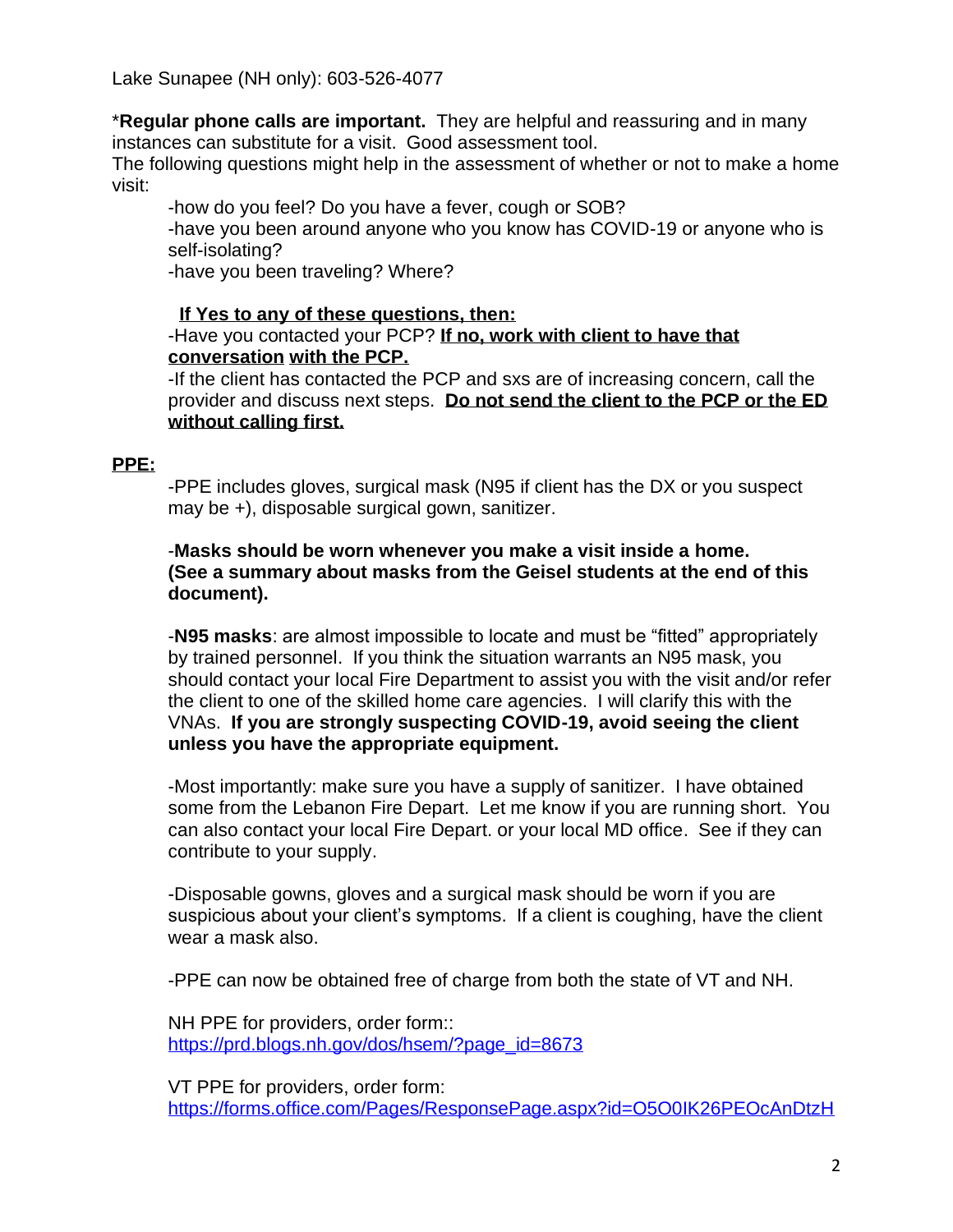Lake Sunapee (NH only): 603-526-4077

***Regular phone calls are important.** They are helpful and reassuring and in many instances can substitute for a visit. Good assessment tool.
The following questions might help in the assessment of whether or not to make a home visit:

-how do you feel? Do you have a fever, cough or SOB?
-have you been around anyone who you know has COVID-19 or anyone who is self-isolating?
-have you been traveling? Where?

**<u>If Yes to any of these questions, then:</u>**

-Have you contacted your PCP? **<u>If no, work with client to have that conversation with the PCP.</u>**

-If the client has contacted the PCP and sxs are of increasing concern, call the provider and discuss next steps. **<u>Do not send the client to the PCP or the ED without calling first.</u>**

**<u>PPE:</u>**

-PPE includes gloves, surgical mask (N95 if client has the DX or you suspect may be +), disposable surgical gown, sanitizer.

-**Masks should be worn whenever you make a visit inside a home. (See a summary about masks from the Geisel students at the end of this document).**

-**N95 masks**: are almost impossible to locate and must be "fitted" appropriately by trained personnel. If you think the situation warrants an N95 mask, you should contact your local Fire Department to assist you with the visit and/or refer the client to one of the skilled home care agencies. I will clarify this with the VNAs. **If you are strongly suspecting COVID-19, avoid seeing the client unless you have the appropriate equipment.**

-Most importantly: make sure you have a supply of sanitizer. I have obtained some from the Lebanon Fire Depart. Let me know if you are running short. You can also contact your local Fire Depart. or your local MD office. See if they can contribute to your supply.

-Disposable gowns, gloves and a surgical mask should be worn if you are suspicious about your client's symptoms. If a client is coughing, have the client wear a mask also.

-PPE can now be obtained free of charge from both the state of VT and NH.

NH PPE for providers, order form::
https://prd.blogs.nh.gov/dos/hsem/?page_id=8673

VT PPE for providers, order form:
https://forms.office.com/Pages/ResponsePage.aspx?id=O5O0IK26PEOcAnDtzH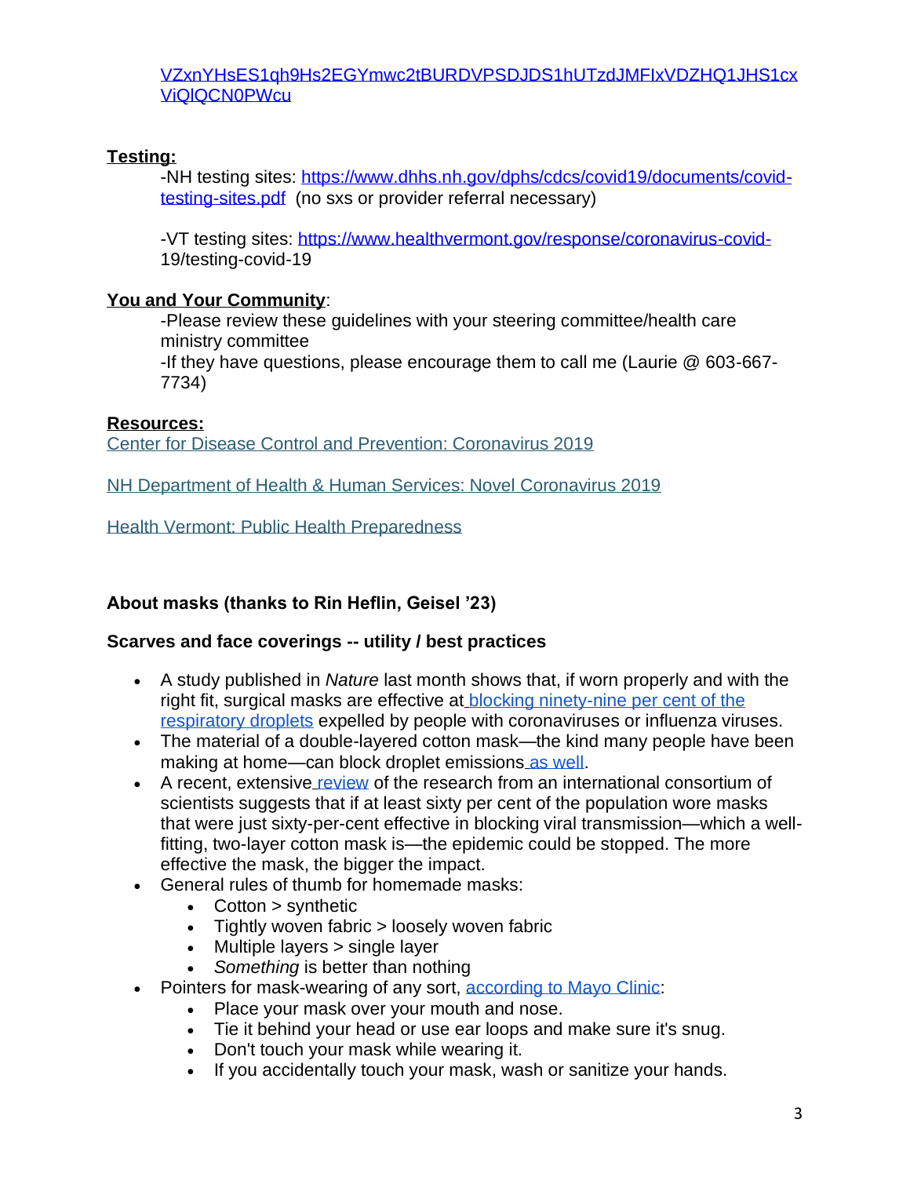VZxnYHsES1qh9Hs2EGYmwc2tBURDVPSDJDS1hUTzdJMFIxVDZHQ1JHS1cxViQlQCN0PWcu

**Testing:**

-NH testing sites: https://www.dhhs.nh.gov/dphs/cdcs/covid19/documents/covid-testing-sites.pdf (no sxs or provider referral necessary)

-VT testing sites: https://www.healthvermont.gov/response/coronavirus-covid-19/testing-covid-19

**You and Your Community**:

-Please review these guidelines with your steering committee/health care ministry committee

-If they have questions, please encourage them to call me (Laurie @ 603-667-7734)

**Resources:**

Center for Disease Control and Prevention: Coronavirus 2019

NH Department of Health & Human Services: Novel Coronavirus 2019

Health Vermont: Public Health Preparedness

**About masks (thanks to Rin Heflin, Geisel '23)**

**Scarves and face coverings -- utility / best practices**

- A study published in *Nature* last month shows that, if worn properly and with the right fit, surgical masks are effective at blocking ninety-nine per cent of the respiratory droplets expelled by people with coronaviruses or influenza viruses.
- The material of a double-layered cotton mask—the kind many people have been making at home—can block droplet emissions as well.
- A recent, extensive review of the research from an international consortium of scientists suggests that if at least sixty per cent of the population wore masks that were just sixty-per-cent effective in blocking viral transmission—which a well-fitting, two-layer cotton mask is—the epidemic could be stopped. The more effective the mask, the bigger the impact.
- General rules of thumb for homemade masks:
  - Cotton > synthetic
  - Tightly woven fabric > loosely woven fabric
  - Multiple layers > single layer
  - *Something* is better than nothing
- Pointers for mask-wearing of any sort, according to Mayo Clinic:
  - Place your mask over your mouth and nose.
  - Tie it behind your head or use ear loops and make sure it's snug.
  - Don't touch your mask while wearing it.
  - If you accidentally touch your mask, wash or sanitize your hands.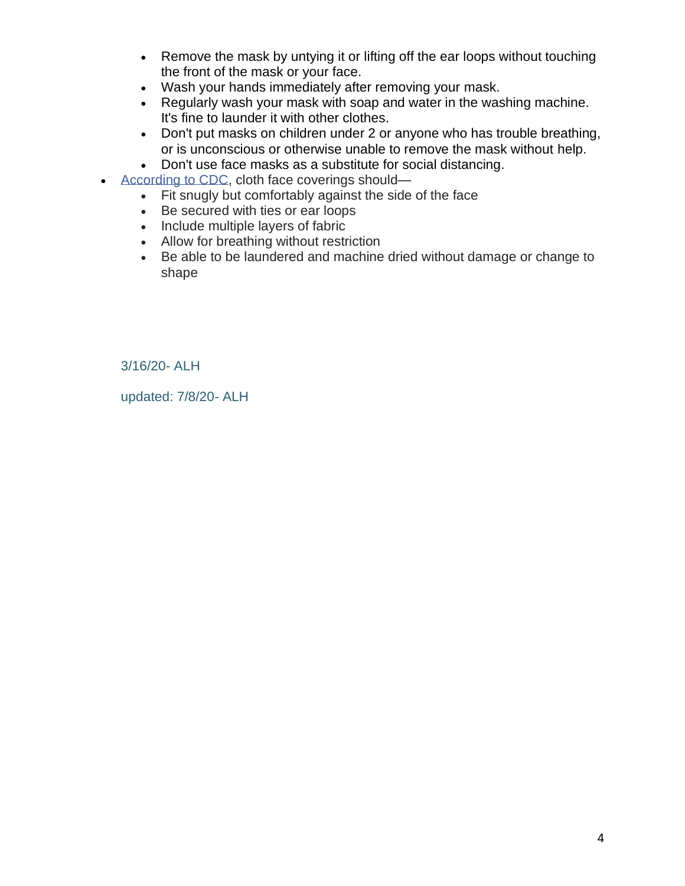- Remove the mask by untying it or lifting off the ear loops without touching the front of the mask or your face.
  - Wash your hands immediately after removing your mask.
  - Regularly wash your mask with soap and water in the washing machine. It's fine to launder it with other clothes.
  - Don't put masks on children under 2 or anyone who has trouble breathing, or is unconscious or otherwise unable to remove the mask without help.
  - Don't use face masks as a substitute for social distancing.
- According to CDC, cloth face coverings should—
  - Fit snugly but comfortably against the side of the face
  - Be secured with ties or ear loops
  - Include multiple layers of fabric
  - Allow for breathing without restriction
  - Be able to be laundered and machine dried without damage or change to shape

3/16/20- ALH

updated: 7/8/20- ALH